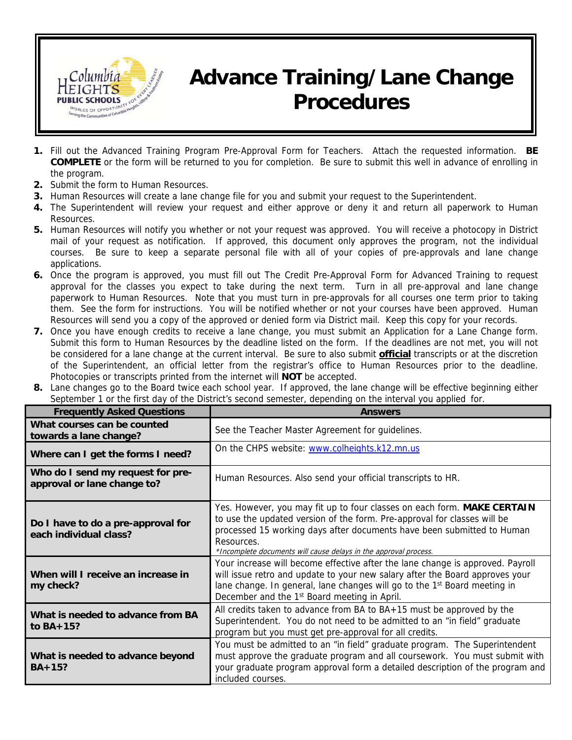# Advance Training/Lane Change Procedures

1. Fill out the Advanced Training Program Pre-Approval Form for Teachers. Attach the requested information. **BE COMPLETE** or the form will be returned to you for completion. Be sure to submit this well in advance of enrolling in the program.
2. Submit the form to Human Resources.
3. Human Resources will create a lane change file for you and submit your request to the Superintendent.
4. The Superintendent will review your request and either approve or deny it and return all paperwork to Human Resources.
5. Human Resources will notify you whether or not your request was approved. You will receive a photocopy in District mail of your request as notification. If approved, this document only approves the program, not the individual courses. Be sure to keep a separate personal file with all of your copies of pre-approvals and lane change applications.
6. Once the program is approved, you must fill out The Credit Pre-Approval Form for Advanced Training to request approval for the classes you expect to take during the next term. Turn in all pre-approval and lane change paperwork to Human Resources. Note that you must turn in pre-approvals for all courses one term prior to taking them. See the form for instructions. You will be notified whether or not your courses have been approved. Human Resources will send you a copy of the approved or denied form via District mail. Keep this copy for your records.
7. Once you have enough credits to receive a lane change, you must submit an Application for a Lane Change form. Submit this form to Human Resources by the deadline listed on the form. If the deadlines are not met, you will not be considered for a lane change at the current interval. Be sure to also submit **official** transcripts or at the discretion of the Superintendent, an official letter from the registrar's office to Human Resources prior to the deadline. Photocopies or transcripts printed from the internet will **NOT** be accepted.
8. Lane changes go to the Board twice each school year. If approved, the lane change will be effective beginning either September 1 or the first day of the District's second semester, depending on the interval you applied for.

| Frequently Asked Questions | Answers |
|---|---|
| **What courses can be counted towards a lane change?** | See the Teacher Master Agreement for guidelines. |
| **Where can I get the forms I need?** | On the CHPS website: www.colheights.k12.mn.us |
| **Who do I send my request for pre-approval or lane change to?** | Human Resources. Also send your official transcripts to HR. |
| **Do I have to do a pre-approval for each individual class?** | Yes. However, you may fit up to four classes on each form. **MAKE CERTAIN** to use the updated version of the form. Pre-approval for classes will be processed 15 working days after documents have been submitted to Human Resources. *\*Incomplete documents will cause delays in the approval process.* |
| **When will I receive an increase in my check?** | Your increase will become effective after the lane change is approved. Payroll will issue retro and update to your new salary after the Board approves your lane change. In general, lane changes will go to the 1st Board meeting in December and the 1st Board meeting in April. |
| **What is needed to advance from BA to BA+15?** | All credits taken to advance from BA to BA+15 must be approved by the Superintendent. You do not need to be admitted to an "in field" graduate program but you must get pre-approval for all credits. |
| **What is needed to advance beyond BA+15?** | You must be admitted to an "in field" graduate program. The Superintendent must approve the graduate program and all coursework. You must submit with your graduate program approval form a detailed description of the program and included courses. |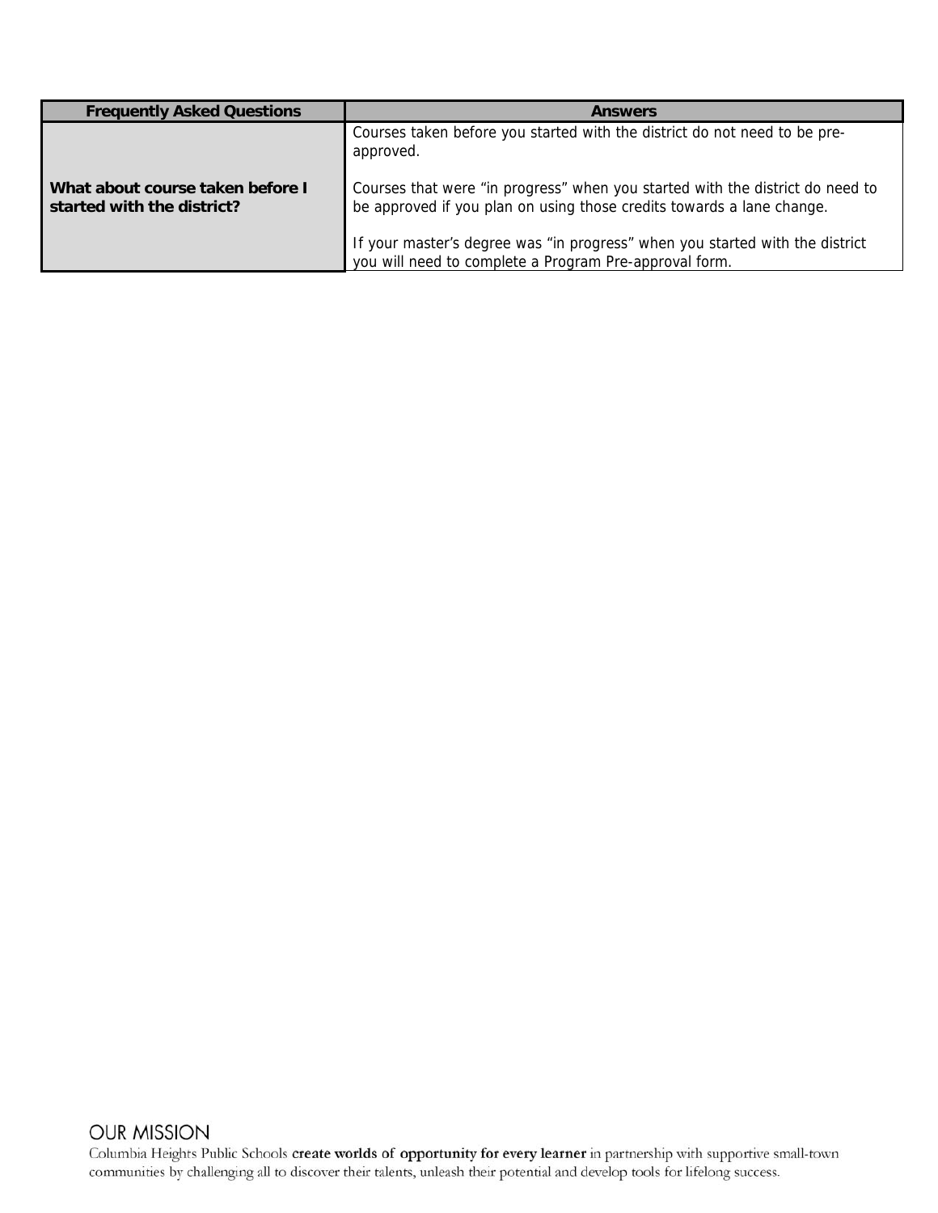| Frequently Asked Questions | Answers |
|---|---|
| **What about course taken before I started with the district?** | Courses taken before you started with the district do not need to be pre-approved.<br><br>Courses that were "in progress" when you started with the district do need to be approved if you plan on using those credits towards a lane change.<br><br>If your master's degree was "in progress" when you started with the district you will need to complete a Program Pre-approval form. |

OUR MISSION

Columbia Heights Public Schools **create worlds of opportunity for every learner** in partnership with supportive small-town communities by challenging all to discover their talents, unleash their potential and develop tools for lifelong success.